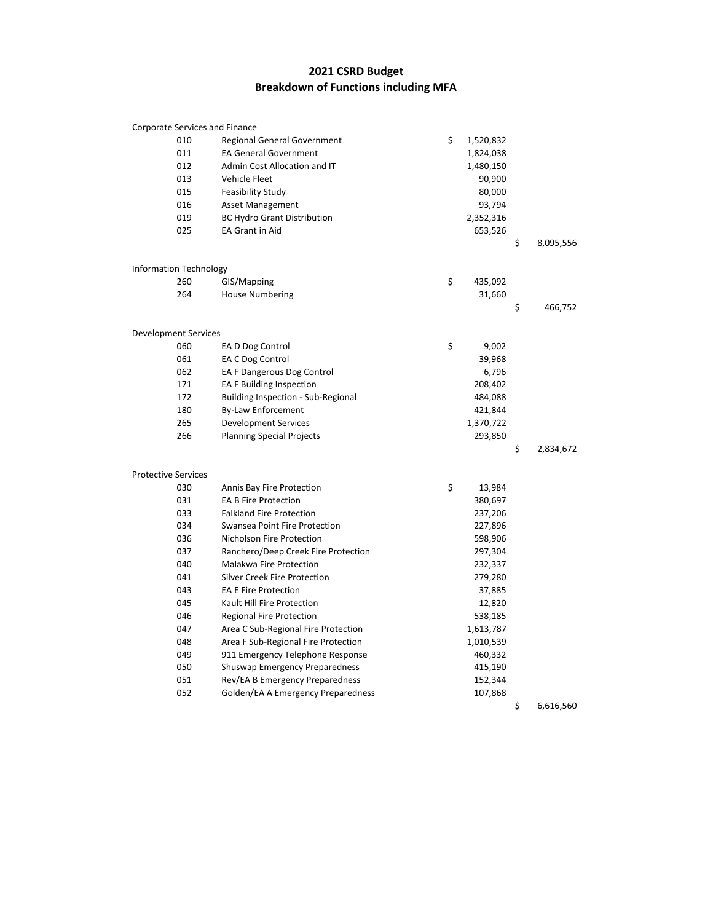# 2021 CSRD Budget
## Breakdown of Functions including MFA

| | | | |
|---|---|---|---|
| **Corporate Services and Finance** | | | |
| 010 | Regional General Government | $ 1,520,832 | |
| 011 | EA General Government | 1,824,038 | |
| 012 | Admin Cost Allocation and IT | 1,480,150 | |
| 013 | Vehicle Fleet | 90,900 | |
| 015 | Feasibility Study | 80,000 | |
| 016 | Asset Management | 93,794 | |
| 019 | BC Hydro Grant Distribution | 2,352,316 | |
| 025 | EA Grant in Aid | 653,526 | |
| | | | $ 8,095,556 |
| **Information Technology** | | | |
| 260 | GIS/Mapping | $ 435,092 | |
| 264 | House Numbering | 31,660 | |
| | | | $ 466,752 |
| **Development Services** | | | |
| 060 | EA D Dog Control | $ 9,002 | |
| 061 | EA C Dog Control | 39,968 | |
| 062 | EA F Dangerous Dog Control | 6,796 | |
| 171 | EA F Building Inspection | 208,402 | |
| 172 | Building Inspection - Sub-Regional | 484,088 | |
| 180 | By-Law Enforcement | 421,844 | |
| 265 | Development Services | 1,370,722 | |
| 266 | Planning Special Projects | 293,850 | |
| | | | $ 2,834,672 |
| **Protective Services** | | | |
| 030 | Annis Bay Fire Protection | $ 13,984 | |
| 031 | EA B Fire Protection | 380,697 | |
| 033 | Falkland Fire Protection | 237,206 | |
| 034 | Swansea Point Fire Protection | 227,896 | |
| 036 | Nicholson Fire Protection | 598,906 | |
| 037 | Ranchero/Deep Creek Fire Protection | 297,304 | |
| 040 | Malakwa Fire Protection | 232,337 | |
| 041 | Silver Creek Fire Protection | 279,280 | |
| 043 | EA E Fire Protection | 37,885 | |
| 045 | Kault Hill Fire Protection | 12,820 | |
| 046 | Regional Fire Protection | 538,185 | |
| 047 | Area C Sub-Regional Fire Protection | 1,613,787 | |
| 048 | Area F Sub-Regional Fire Protection | 1,010,539 | |
| 049 | 911 Emergency Telephone Response | 460,332 | |
| 050 | Shuswap Emergency Preparedness | 415,190 | |
| 051 | Rev/EA B Emergency Preparedness | 152,344 | |
| 052 | Golden/EA A Emergency Preparedness | 107,868 | |
| | | | $ 6,616,560 |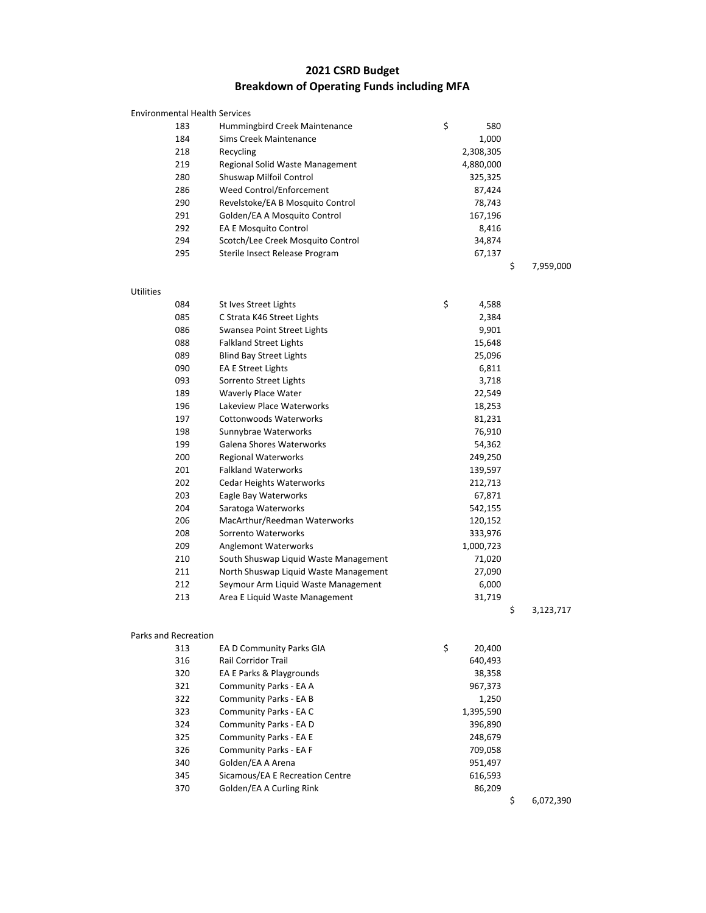# 2021 CSRD Budget
## Breakdown of Operating Funds including MFA

| | | | |
|---|---|---|---|
| **Environmental Health Services** | | | |
| 183 | Hummingbird Creek Maintenance | $ 580 | |
| 184 | Sims Creek Maintenance | 1,000 | |
| 218 | Recycling | 2,308,305 | |
| 219 | Regional Solid Waste Management | 4,880,000 | |
| 280 | Shuswap Milfoil Control | 325,325 | |
| 286 | Weed Control/Enforcement | 87,424 | |
| 290 | Revelstoke/EA B Mosquito Control | 78,743 | |
| 291 | Golden/EA A Mosquito Control | 167,196 | |
| 292 | EA E Mosquito Control | 8,416 | |
| 294 | Scotch/Lee Creek Mosquito Control | 34,874 | |
| 295 | Sterile Insect Release Program | 67,137 | |
| | | | $ 7,959,000 |
| **Utilities** | | | |
| 084 | St Ives Street Lights | $ 4,588 | |
| 085 | C Strata K46 Street Lights | 2,384 | |
| 086 | Swansea Point Street Lights | 9,901 | |
| 088 | Falkland Street Lights | 15,648 | |
| 089 | Blind Bay Street Lights | 25,096 | |
| 090 | EA E Street Lights | 6,811 | |
| 093 | Sorrento Street Lights | 3,718 | |
| 189 | Waverly Place Water | 22,549 | |
| 196 | Lakeview Place Waterworks | 18,253 | |
| 197 | Cottonwoods Waterworks | 81,231 | |
| 198 | Sunnybrae Waterworks | 76,910 | |
| 199 | Galena Shores Waterworks | 54,362 | |
| 200 | Regional Waterworks | 249,250 | |
| 201 | Falkland Waterworks | 139,597 | |
| 202 | Cedar Heights Waterworks | 212,713 | |
| 203 | Eagle Bay Waterworks | 67,871 | |
| 204 | Saratoga Waterworks | 542,155 | |
| 206 | MacArthur/Reedman Waterworks | 120,152 | |
| 208 | Sorrento Waterworks | 333,976 | |
| 209 | Anglemont Waterworks | 1,000,723 | |
| 210 | South Shuswap Liquid Waste Management | 71,020 | |
| 211 | North Shuswap Liquid Waste Management | 27,090 | |
| 212 | Seymour Arm Liquid Waste Management | 6,000 | |
| 213 | Area E Liquid Waste Management | 31,719 | |
| | | | $ 3,123,717 |
| **Parks and Recreation** | | | |
| 313 | EA D Community Parks GIA | $ 20,400 | |
| 316 | Rail Corridor Trail | 640,493 | |
| 320 | EA E Parks & Playgrounds | 38,358 | |
| 321 | Community Parks - EA A | 967,373 | |
| 322 | Community Parks - EA B | 1,250 | |
| 323 | Community Parks - EA C | 1,395,590 | |
| 324 | Community Parks - EA D | 396,890 | |
| 325 | Community Parks - EA E | 248,679 | |
| 326 | Community Parks - EA F | 709,058 | |
| 340 | Golden/EA A Arena | 951,497 | |
| 345 | Sicamous/EA E Recreation Centre | 616,593 | |
| 370 | Golden/EA A Curling Rink | 86,209 | |
| | | | $ 6,072,390 |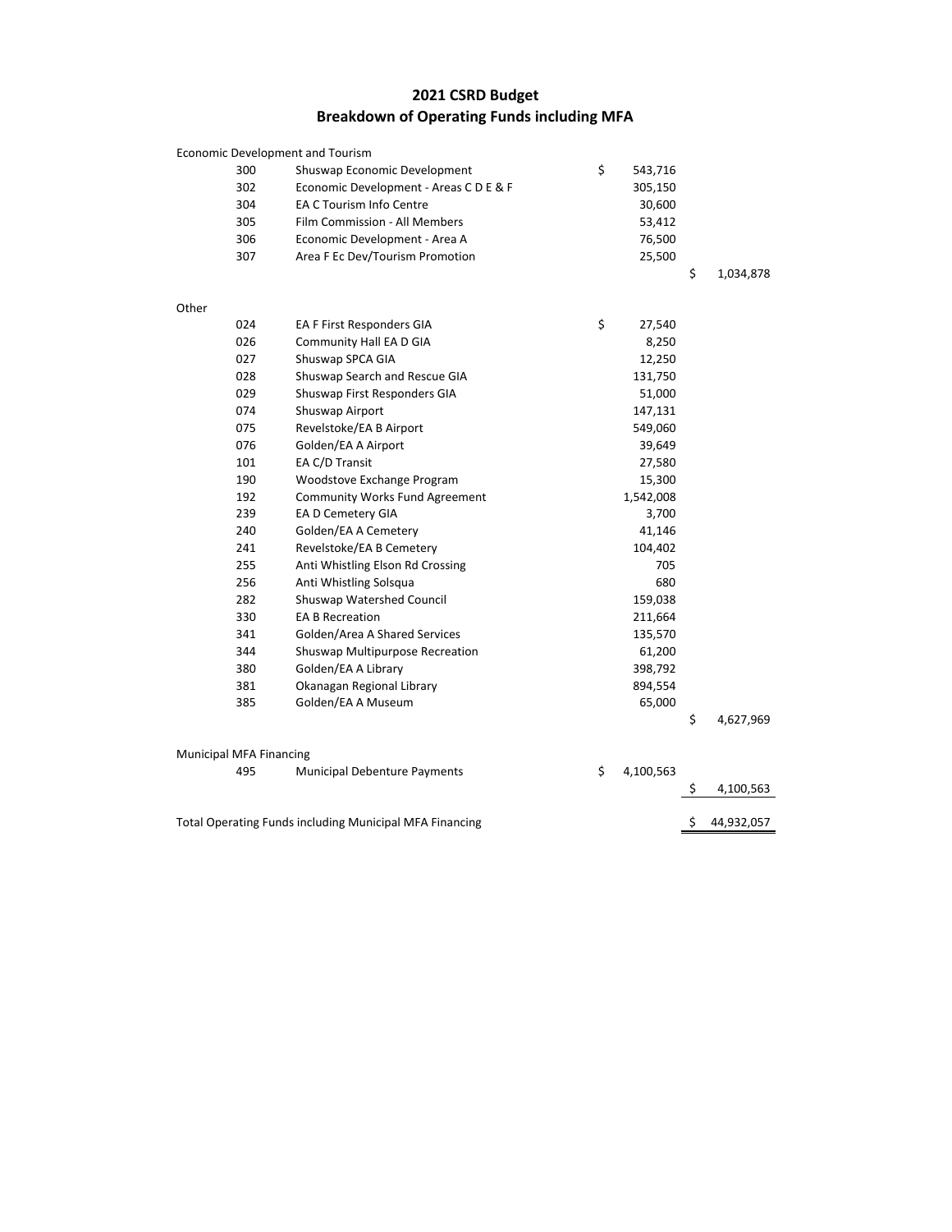# 2021 CSRD Budget
## Breakdown of Operating Funds including MFA

| | | | |
|---|---|---|---|
| **Economic Development and Tourism** | | | |
| 300 | Shuswap Economic Development | $ 543,716 | |
| 302 | Economic Development - Areas C D E & F | 305,150 | |
| 304 | EA C Tourism Info Centre | 30,600 | |
| 305 | Film Commission - All Members | 53,412 | |
| 306 | Economic Development - Area A | 76,500 | |
| 307 | Area F Ec Dev/Tourism Promotion | 25,500 | |
| | | | $ 1,034,878 |
| **Other** | | | |
| 024 | EA F First Responders GIA | $ 27,540 | |
| 026 | Community Hall EA D GIA | 8,250 | |
| 027 | Shuswap SPCA GIA | 12,250 | |
| 028 | Shuswap Search and Rescue GIA | 131,750 | |
| 029 | Shuswap First Responders GIA | 51,000 | |
| 074 | Shuswap Airport | 147,131 | |
| 075 | Revelstoke/EA B Airport | 549,060 | |
| 076 | Golden/EA A Airport | 39,649 | |
| 101 | EA C/D Transit | 27,580 | |
| 190 | Woodstove Exchange Program | 15,300 | |
| 192 | Community Works Fund Agreement | 1,542,008 | |
| 239 | EA D Cemetery GIA | 3,700 | |
| 240 | Golden/EA A Cemetery | 41,146 | |
| 241 | Revelstoke/EA B Cemetery | 104,402 | |
| 255 | Anti Whistling Elson Rd Crossing | 705 | |
| 256 | Anti Whistling Solsqua | 680 | |
| 282 | Shuswap Watershed Council | 159,038 | |
| 330 | EA B Recreation | 211,664 | |
| 341 | Golden/Area A Shared Services | 135,570 | |
| 344 | Shuswap Multipurpose Recreation | 61,200 | |
| 380 | Golden/EA A Library | 398,792 | |
| 381 | Okanagan Regional Library | 894,554 | |
| 385 | Golden/EA A Museum | 65,000 | |
| | | | $ 4,627,969 |
| **Municipal MFA Financing** | | | |
| 495 | Municipal Debenture Payments | $ 4,100,563 | |
| | | | $ 4,100,563 |
| **Total Operating Funds including Municipal MFA Financing** | | | $ 44,932,057 |